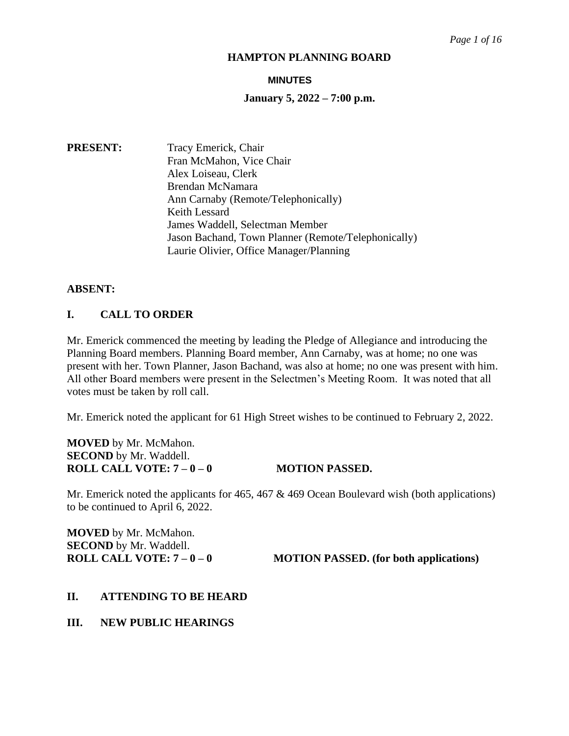# HAMPTON PLANNING BOARD

## MINUTES

### January 5, 2022 – 7:00 p.m.

**PRESENT:**
Tracy Emerick, Chair
Fran McMahon, Vice Chair
Alex Loiseau, Clerk
Brendan McNamara
Ann Carnaby (Remote/Telephonically)
Keith Lessard
James Waddell, Selectman Member
Jason Bachand, Town Planner (Remote/Telephonically)
Laurie Olivier, Office Manager/Planning

**ABSENT:**

## I. CALL TO ORDER

Mr. Emerick commenced the meeting by leading the Pledge of Allegiance and introducing the Planning Board members. Planning Board member, Ann Carnaby, was at home; no one was present with her. Town Planner, Jason Bachand, was also at home; no one was present with him. All other Board members were present in the Selectmen's Meeting Room. It was noted that all votes must be taken by roll call.

Mr. Emerick noted the applicant for 61 High Street wishes to be continued to February 2, 2022.

**MOVED** by Mr. McMahon.
**SECOND** by Mr. Waddell.
**ROLL CALL VOTE: 7 – 0 – 0** **MOTION PASSED.**

Mr. Emerick noted the applicants for 465, 467 & 469 Ocean Boulevard wish (both applications) to be continued to April 6, 2022.

**MOVED** by Mr. McMahon.
**SECOND** by Mr. Waddell.
**ROLL CALL VOTE: 7 – 0 – 0** **MOTION PASSED. (for both applications)**

## II. ATTENDING TO BE HEARD

## III. NEW PUBLIC HEARINGS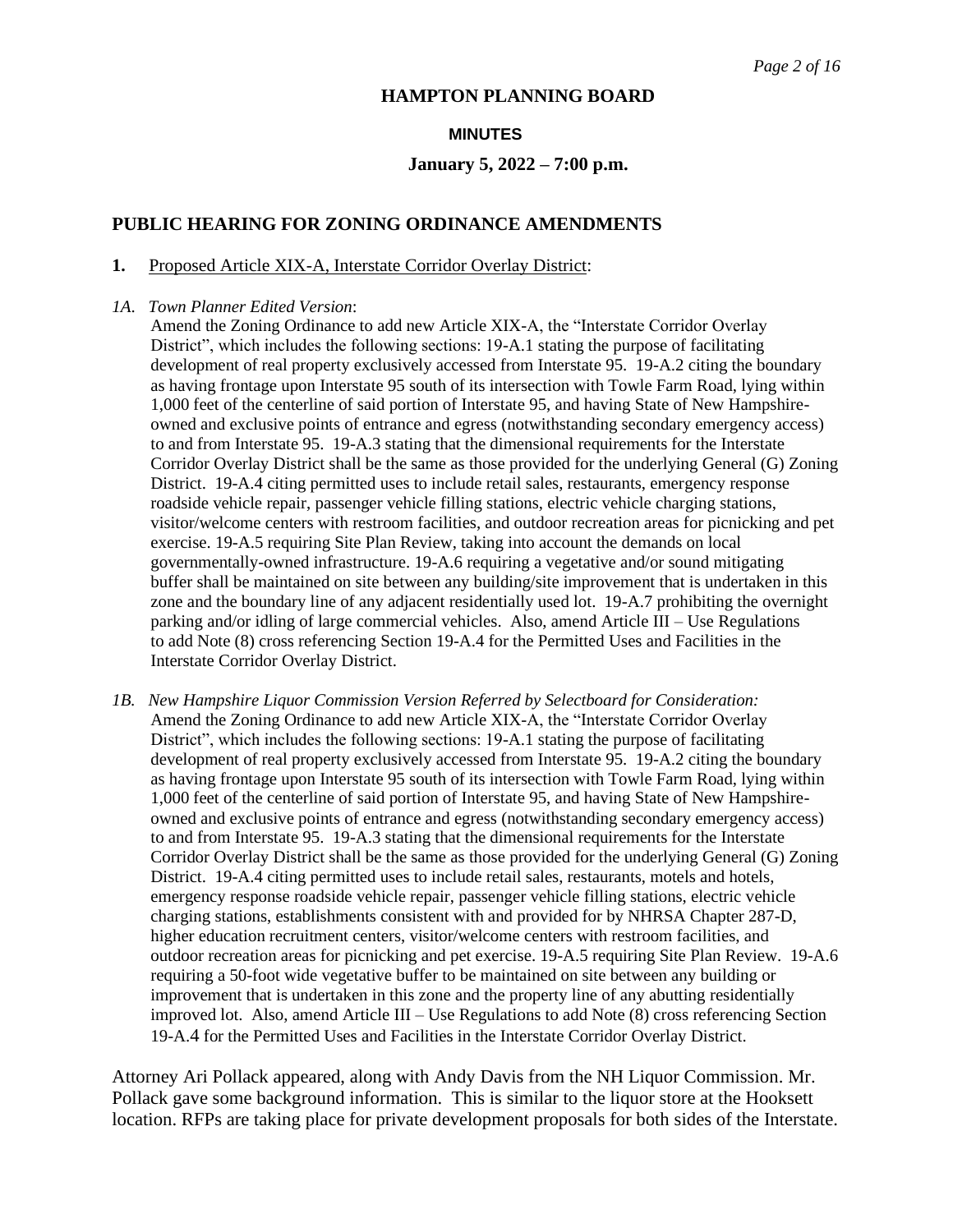**HAMPTON PLANNING BOARD**

**MINUTES**

**January 5, 2022 – 7:00 p.m.**

## PUBLIC HEARING FOR ZONING ORDINANCE AMENDMENTS

**1.** Proposed Article XIX-A, Interstate Corridor Overlay District:

*1A. Town Planner Edited Version*:

Amend the Zoning Ordinance to add new Article XIX-A, the "Interstate Corridor Overlay District", which includes the following sections: 19-A.1 stating the purpose of facilitating development of real property exclusively accessed from Interstate 95. 19-A.2 citing the boundary as having frontage upon Interstate 95 south of its intersection with Towle Farm Road, lying within 1,000 feet of the centerline of said portion of Interstate 95, and having State of New Hampshire-owned and exclusive points of entrance and egress (notwithstanding secondary emergency access) to and from Interstate 95. 19-A.3 stating that the dimensional requirements for the Interstate Corridor Overlay District shall be the same as those provided for the underlying General (G) Zoning District. 19-A.4 citing permitted uses to include retail sales, restaurants, emergency response roadside vehicle repair, passenger vehicle filling stations, electric vehicle charging stations, visitor/welcome centers with restroom facilities, and outdoor recreation areas for picnicking and pet exercise. 19-A.5 requiring Site Plan Review, taking into account the demands on local governmentally-owned infrastructure. 19-A.6 requiring a vegetative and/or sound mitigating buffer shall be maintained on site between any building/site improvement that is undertaken in this zone and the boundary line of any adjacent residentially used lot. 19-A.7 prohibiting the overnight parking and/or idling of large commercial vehicles. Also, amend Article III – Use Regulations to add Note (8) cross referencing Section 19-A.4 for the Permitted Uses and Facilities in the Interstate Corridor Overlay District.

*1B. New Hampshire Liquor Commission Version Referred by Selectboard for Consideration:*

Amend the Zoning Ordinance to add new Article XIX-A, the "Interstate Corridor Overlay District", which includes the following sections: 19-A.1 stating the purpose of facilitating development of real property exclusively accessed from Interstate 95. 19-A.2 citing the boundary as having frontage upon Interstate 95 south of its intersection with Towle Farm Road, lying within 1,000 feet of the centerline of said portion of Interstate 95, and having State of New Hampshire-owned and exclusive points of entrance and egress (notwithstanding secondary emergency access) to and from Interstate 95. 19-A.3 stating that the dimensional requirements for the Interstate Corridor Overlay District shall be the same as those provided for the underlying General (G) Zoning District. 19-A.4 citing permitted uses to include retail sales, restaurants, motels and hotels, emergency response roadside vehicle repair, passenger vehicle filling stations, electric vehicle charging stations, establishments consistent with and provided for by NHRSA Chapter 287-D, higher education recruitment centers, visitor/welcome centers with restroom facilities, and outdoor recreation areas for picnicking and pet exercise. 19-A.5 requiring Site Plan Review. 19-A.6 requiring a 50-foot wide vegetative buffer to be maintained on site between any building or improvement that is undertaken in this zone and the property line of any abutting residentially improved lot. Also, amend Article III – Use Regulations to add Note (8) cross referencing Section 19-A.4 for the Permitted Uses and Facilities in the Interstate Corridor Overlay District.

Attorney Ari Pollack appeared, along with Andy Davis from the NH Liquor Commission. Mr. Pollack gave some background information. This is similar to the liquor store at the Hooksett location. RFPs are taking place for private development proposals for both sides of the Interstate.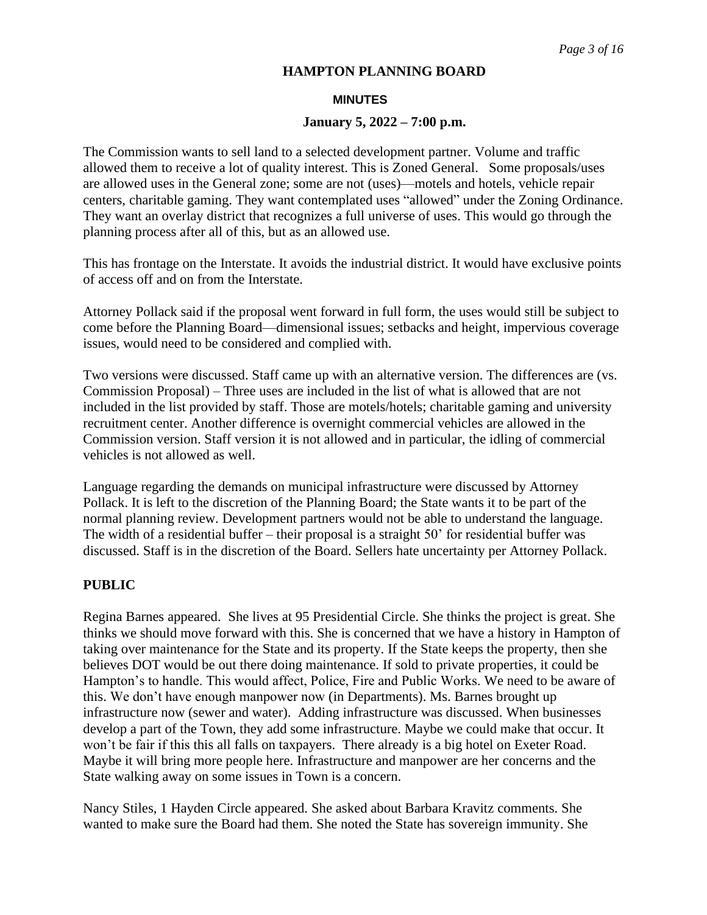## HAMPTON PLANNING BOARD

### MINUTES

**January 5, 2022 – 7:00 p.m.**

The Commission wants to sell land to a selected development partner. Volume and traffic allowed them to receive a lot of quality interest. This is Zoned General. Some proposals/uses are allowed uses in the General zone; some are not (uses)—motels and hotels, vehicle repair centers, charitable gaming. They want contemplated uses "allowed" under the Zoning Ordinance. They want an overlay district that recognizes a full universe of uses. This would go through the planning process after all of this, but as an allowed use.

This has frontage on the Interstate. It avoids the industrial district. It would have exclusive points of access off and on from the Interstate.

Attorney Pollack said if the proposal went forward in full form, the uses would still be subject to come before the Planning Board—dimensional issues; setbacks and height, impervious coverage issues, would need to be considered and complied with.

Two versions were discussed. Staff came up with an alternative version. The differences are (vs. Commission Proposal) – Three uses are included in the list of what is allowed that are not included in the list provided by staff. Those are motels/hotels; charitable gaming and university recruitment center. Another difference is overnight commercial vehicles are allowed in the Commission version. Staff version it is not allowed and in particular, the idling of commercial vehicles is not allowed as well.

Language regarding the demands on municipal infrastructure were discussed by Attorney Pollack. It is left to the discretion of the Planning Board; the State wants it to be part of the normal planning review. Development partners would not be able to understand the language. The width of a residential buffer – their proposal is a straight 50' for residential buffer was discussed. Staff is in the discretion of the Board. Sellers hate uncertainty per Attorney Pollack.

**PUBLIC**

Regina Barnes appeared. She lives at 95 Presidential Circle. She thinks the project is great. She thinks we should move forward with this. She is concerned that we have a history in Hampton of taking over maintenance for the State and its property. If the State keeps the property, then she believes DOT would be out there doing maintenance. If sold to private properties, it could be Hampton's to handle. This would affect, Police, Fire and Public Works. We need to be aware of this. We don't have enough manpower now (in Departments). Ms. Barnes brought up infrastructure now (sewer and water). Adding infrastructure was discussed. When businesses develop a part of the Town, they add some infrastructure. Maybe we could make that occur. It won't be fair if this this all falls on taxpayers. There already is a big hotel on Exeter Road. Maybe it will bring more people here. Infrastructure and manpower are her concerns and the State walking away on some issues in Town is a concern.

Nancy Stiles, 1 Hayden Circle appeared. She asked about Barbara Kravitz comments. She wanted to make sure the Board had them. She noted the State has sovereign immunity. She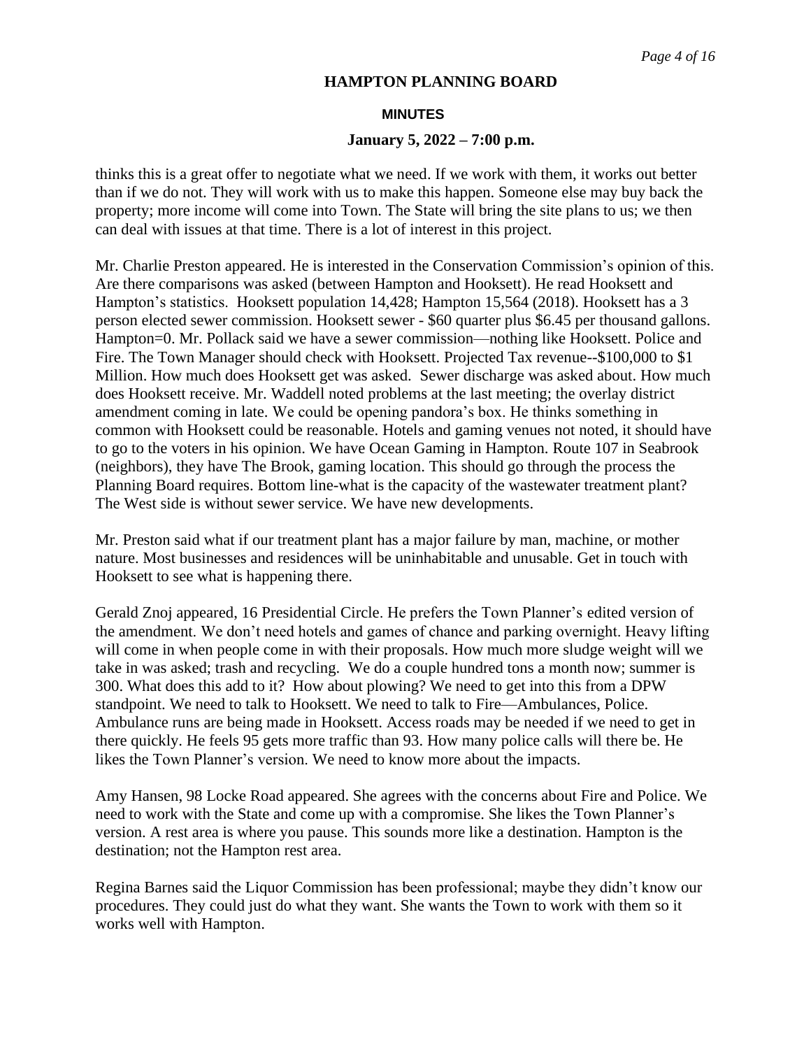# HAMPTON PLANNING BOARD

## MINUTES

### January 5, 2022 – 7:00 p.m.

thinks this is a great offer to negotiate what we need. If we work with them, it works out better than if we do not. They will work with us to make this happen. Someone else may buy back the property; more income will come into Town. The State will bring the site plans to us; we then can deal with issues at that time. There is a lot of interest in this project.

Mr. Charlie Preston appeared. He is interested in the Conservation Commission's opinion of this. Are there comparisons was asked (between Hampton and Hooksett). He read Hooksett and Hampton's statistics. Hooksett population 14,428; Hampton 15,564 (2018). Hooksett has a 3 person elected sewer commission. Hooksett sewer - $60 quarter plus $6.45 per thousand gallons. Hampton=0. Mr. Pollack said we have a sewer commission—nothing like Hooksett. Police and Fire. The Town Manager should check with Hooksett. Projected Tax revenue--$100,000 to $1 Million. How much does Hooksett get was asked. Sewer discharge was asked about. How much does Hooksett receive. Mr. Waddell noted problems at the last meeting; the overlay district amendment coming in late. We could be opening pandora's box. He thinks something in common with Hooksett could be reasonable. Hotels and gaming venues not noted, it should have to go to the voters in his opinion. We have Ocean Gaming in Hampton. Route 107 in Seabrook (neighbors), they have The Brook, gaming location. This should go through the process the Planning Board requires. Bottom line-what is the capacity of the wastewater treatment plant? The West side is without sewer service. We have new developments.

Mr. Preston said what if our treatment plant has a major failure by man, machine, or mother nature. Most businesses and residences will be uninhabitable and unusable. Get in touch with Hooksett to see what is happening there.

Gerald Znoj appeared, 16 Presidential Circle. He prefers the Town Planner's edited version of the amendment. We don't need hotels and games of chance and parking overnight. Heavy lifting will come in when people come in with their proposals. How much more sludge weight will we take in was asked; trash and recycling. We do a couple hundred tons a month now; summer is 300. What does this add to it? How about plowing? We need to get into this from a DPW standpoint. We need to talk to Hooksett. We need to talk to Fire—Ambulances, Police. Ambulance runs are being made in Hooksett. Access roads may be needed if we need to get in there quickly. He feels 95 gets more traffic than 93. How many police calls will there be. He likes the Town Planner's version. We need to know more about the impacts.

Amy Hansen, 98 Locke Road appeared. She agrees with the concerns about Fire and Police. We need to work with the State and come up with a compromise. She likes the Town Planner's version. A rest area is where you pause. This sounds more like a destination. Hampton is the destination; not the Hampton rest area.

Regina Barnes said the Liquor Commission has been professional; maybe they didn't know our procedures. They could just do what they want. She wants the Town to work with them so it works well with Hampton.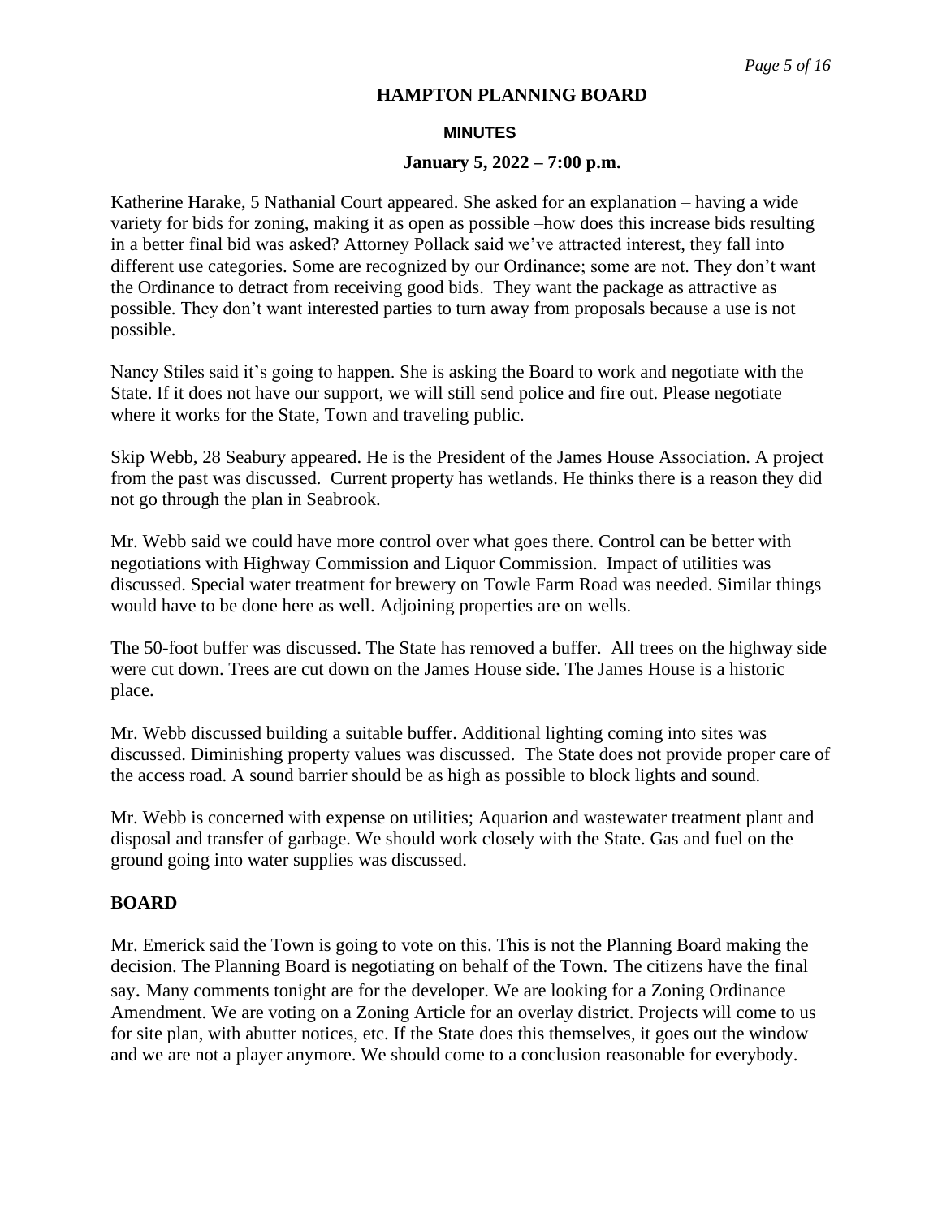**HAMPTON PLANNING BOARD**

**MINUTES**

**January 5, 2022 – 7:00 p.m.**

Katherine Harake, 5 Nathanial Court appeared. She asked for an explanation – having a wide variety for bids for zoning, making it as open as possible –how does this increase bids resulting in a better final bid was asked? Attorney Pollack said we've attracted interest, they fall into different use categories. Some are recognized by our Ordinance; some are not. They don't want the Ordinance to detract from receiving good bids. They want the package as attractive as possible. They don't want interested parties to turn away from proposals because a use is not possible.

Nancy Stiles said it's going to happen. She is asking the Board to work and negotiate with the State. If it does not have our support, we will still send police and fire out. Please negotiate where it works for the State, Town and traveling public.

Skip Webb, 28 Seabury appeared. He is the President of the James House Association. A project from the past was discussed. Current property has wetlands. He thinks there is a reason they did not go through the plan in Seabrook.

Mr. Webb said we could have more control over what goes there. Control can be better with negotiations with Highway Commission and Liquor Commission. Impact of utilities was discussed. Special water treatment for brewery on Towle Farm Road was needed. Similar things would have to be done here as well. Adjoining properties are on wells.

The 50-foot buffer was discussed. The State has removed a buffer. All trees on the highway side were cut down. Trees are cut down on the James House side. The James House is a historic place.

Mr. Webb discussed building a suitable buffer. Additional lighting coming into sites was discussed. Diminishing property values was discussed. The State does not provide proper care of the access road. A sound barrier should be as high as possible to block lights and sound.

Mr. Webb is concerned with expense on utilities; Aquarion and wastewater treatment plant and disposal and transfer of garbage. We should work closely with the State. Gas and fuel on the ground going into water supplies was discussed.

## BOARD

Mr. Emerick said the Town is going to vote on this. This is not the Planning Board making the decision. The Planning Board is negotiating on behalf of the Town. The citizens have the final say. Many comments tonight are for the developer. We are looking for a Zoning Ordinance Amendment. We are voting on a Zoning Article for an overlay district. Projects will come to us for site plan, with abutter notices, etc. If the State does this themselves, it goes out the window and we are not a player anymore. We should come to a conclusion reasonable for everybody.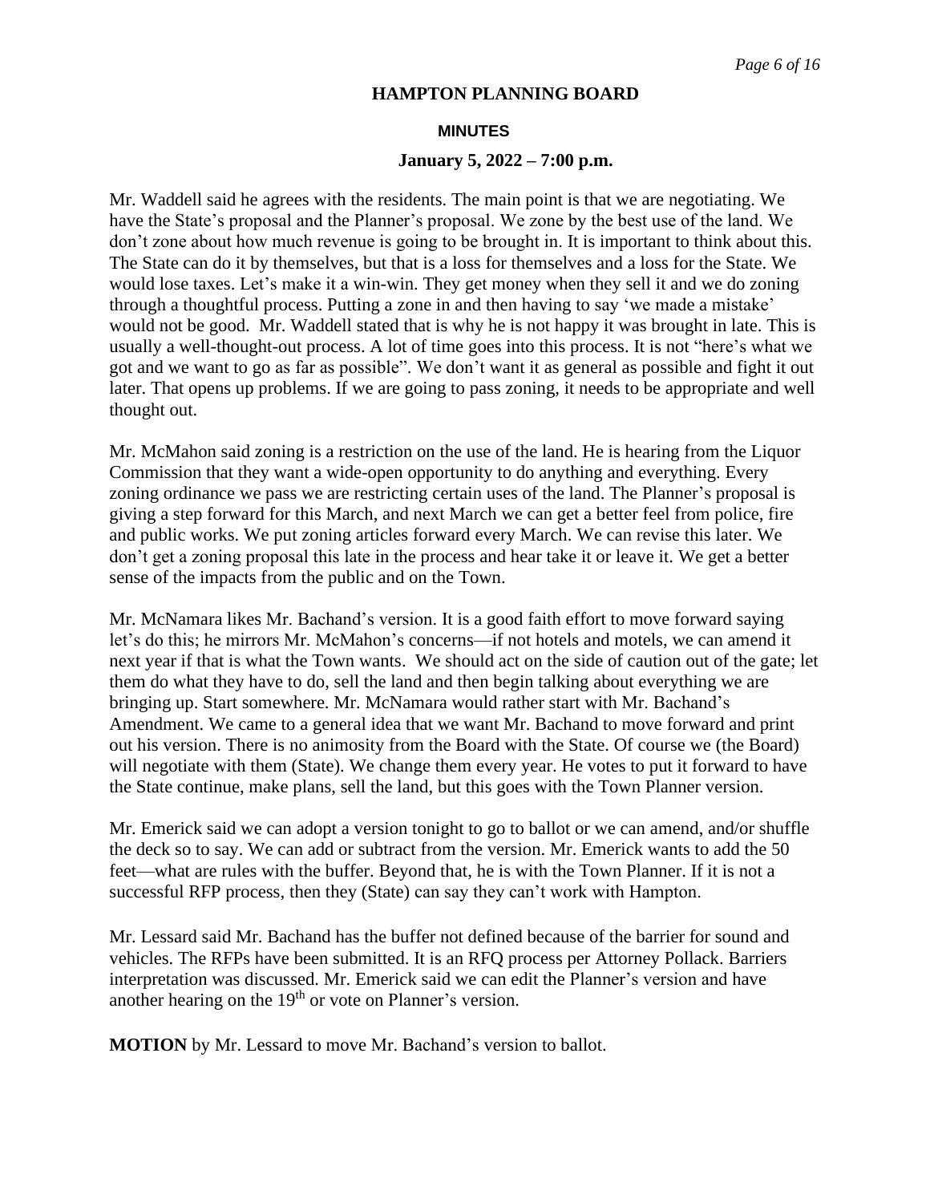Mr. Waddell said he agrees with the residents. The main point is that we are negotiating. We have the State's proposal and the Planner's proposal. We zone by the best use of the land. We don't zone about how much revenue is going to be brought in. It is important to think about this. The State can do it by themselves, but that is a loss for themselves and a loss for the State. We would lose taxes. Let's make it a win-win. They get money when they sell it and we do zoning through a thoughtful process. Putting a zone in and then having to say 'we made a mistake' would not be good. Mr. Waddell stated that is why he is not happy it was brought in late. This is usually a well-thought-out process. A lot of time goes into this process. It is not "here's what we got and we want to go as far as possible". We don't want it as general as possible and fight it out later. That opens up problems. If we are going to pass zoning, it needs to be appropriate and well thought out.

Mr. McMahon said zoning is a restriction on the use of the land. He is hearing from the Liquor Commission that they want a wide-open opportunity to do anything and everything. Every zoning ordinance we pass we are restricting certain uses of the land. The Planner's proposal is giving a step forward for this March, and next March we can get a better feel from police, fire and public works. We put zoning articles forward every March. We can revise this later. We don't get a zoning proposal this late in the process and hear take it or leave it. We get a better sense of the impacts from the public and on the Town.

Mr. McNamara likes Mr. Bachand's version. It is a good faith effort to move forward saying let's do this; he mirrors Mr. McMahon's concerns—if not hotels and motels, we can amend it next year if that is what the Town wants. We should act on the side of caution out of the gate; let them do what they have to do, sell the land and then begin talking about everything we are bringing up. Start somewhere. Mr. McNamara would rather start with Mr. Bachand's Amendment. We came to a general idea that we want Mr. Bachand to move forward and print out his version. There is no animosity from the Board with the State. Of course we (the Board) will negotiate with them (State). We change them every year. He votes to put it forward to have the State continue, make plans, sell the land, but this goes with the Town Planner version.

Mr. Emerick said we can adopt a version tonight to go to ballot or we can amend, and/or shuffle the deck so to say. We can add or subtract from the version. Mr. Emerick wants to add the 50 feet—what are rules with the buffer. Beyond that, he is with the Town Planner. If it is not a successful RFP process, then they (State) can say they can't work with Hampton.

Mr. Lessard said Mr. Bachand has the buffer not defined because of the barrier for sound and vehicles. The RFPs have been submitted. It is an RFQ process per Attorney Pollack. Barriers interpretation was discussed. Mr. Emerick said we can edit the Planner's version and have another hearing on the 19th or vote on Planner's version.

**MOTION** by Mr. Lessard to move Mr. Bachand's version to ballot.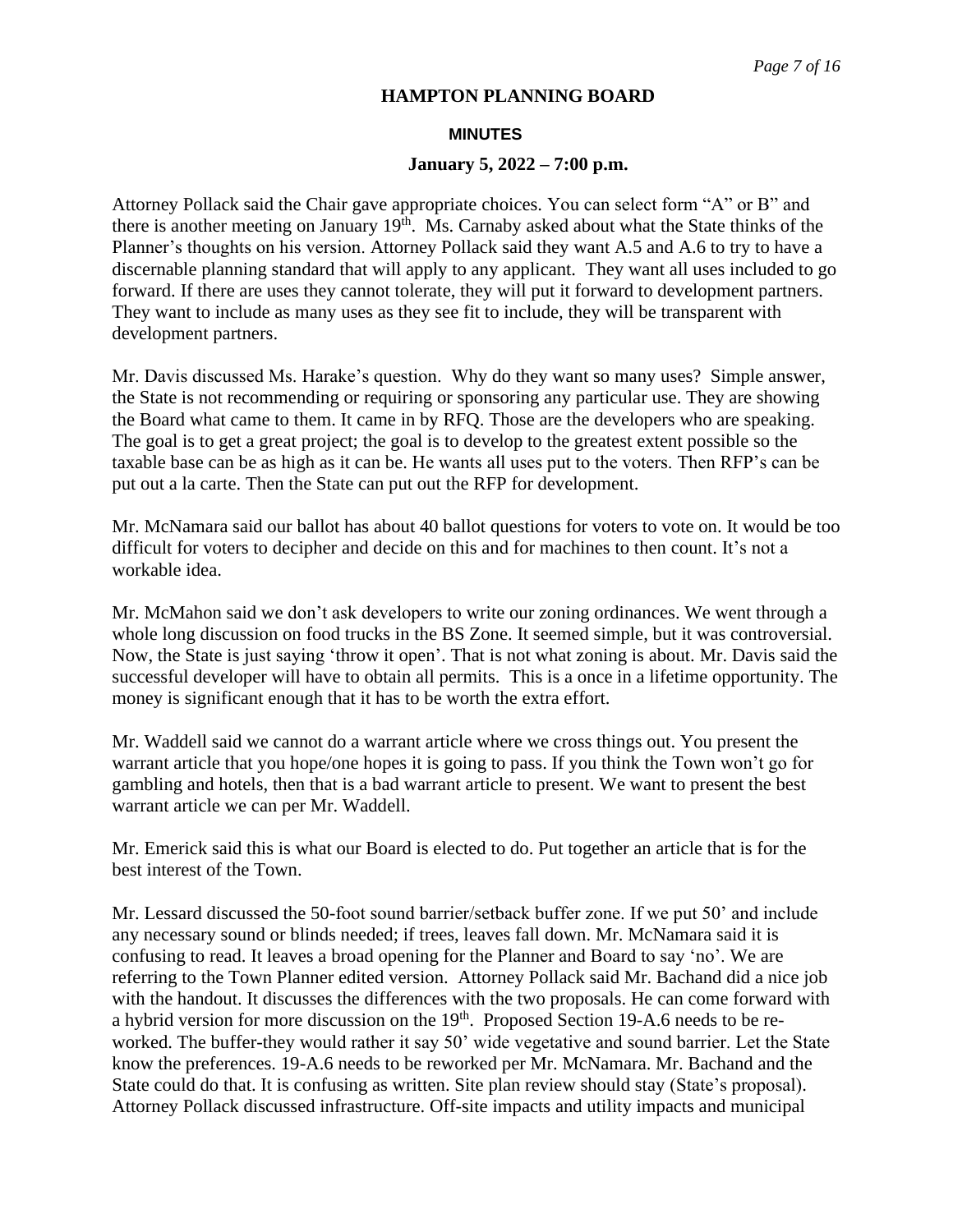# HAMPTON PLANNING BOARD

## MINUTES

### January 5, 2022 – 7:00 p.m.

Attorney Pollack said the Chair gave appropriate choices. You can select form "A" or B" and there is another meeting on January 19th. Ms. Carnaby asked about what the State thinks of the Planner's thoughts on his version. Attorney Pollack said they want A.5 and A.6 to try to have a discernable planning standard that will apply to any applicant. They want all uses included to go forward. If there are uses they cannot tolerate, they will put it forward to development partners. They want to include as many uses as they see fit to include, they will be transparent with development partners.

Mr. Davis discussed Ms. Harake's question. Why do they want so many uses? Simple answer, the State is not recommending or requiring or sponsoring any particular use. They are showing the Board what came to them. It came in by RFQ. Those are the developers who are speaking. The goal is to get a great project; the goal is to develop to the greatest extent possible so the taxable base can be as high as it can be. He wants all uses put to the voters. Then RFP's can be put out a la carte. Then the State can put out the RFP for development.

Mr. McNamara said our ballot has about 40 ballot questions for voters to vote on. It would be too difficult for voters to decipher and decide on this and for machines to then count. It's not a workable idea.

Mr. McMahon said we don't ask developers to write our zoning ordinances. We went through a whole long discussion on food trucks in the BS Zone. It seemed simple, but it was controversial. Now, the State is just saying 'throw it open'. That is not what zoning is about. Mr. Davis said the successful developer will have to obtain all permits. This is a once in a lifetime opportunity. The money is significant enough that it has to be worth the extra effort.

Mr. Waddell said we cannot do a warrant article where we cross things out. You present the warrant article that you hope/one hopes it is going to pass. If you think the Town won't go for gambling and hotels, then that is a bad warrant article to present. We want to present the best warrant article we can per Mr. Waddell.

Mr. Emerick said this is what our Board is elected to do. Put together an article that is for the best interest of the Town.

Mr. Lessard discussed the 50-foot sound barrier/setback buffer zone. If we put 50' and include any necessary sound or blinds needed; if trees, leaves fall down. Mr. McNamara said it is confusing to read. It leaves a broad opening for the Planner and Board to say 'no'. We are referring to the Town Planner edited version. Attorney Pollack said Mr. Bachand did a nice job with the handout. It discusses the differences with the two proposals. He can come forward with a hybrid version for more discussion on the 19th. Proposed Section 19-A.6 needs to be re-worked. The buffer-they would rather it say 50' wide vegetative and sound barrier. Let the State know the preferences. 19-A.6 needs to be reworked per Mr. McNamara. Mr. Bachand and the State could do that. It is confusing as written. Site plan review should stay (State's proposal). Attorney Pollack discussed infrastructure. Off-site impacts and utility impacts and municipal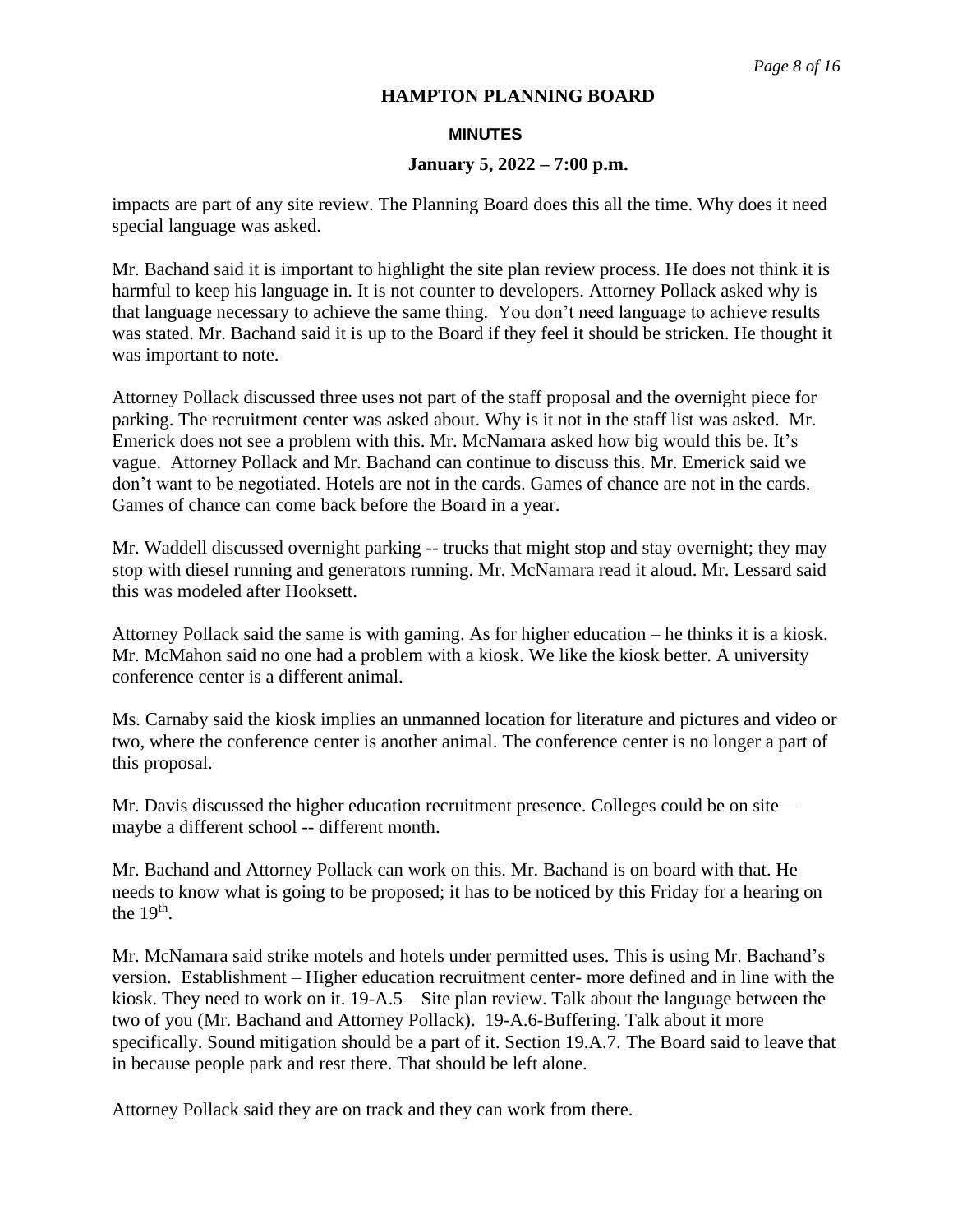impacts are part of any site review. The Planning Board does this all the time. Why does it need special language was asked.

Mr. Bachand said it is important to highlight the site plan review process. He does not think it is harmful to keep his language in. It is not counter to developers. Attorney Pollack asked why is that language necessary to achieve the same thing. You don't need language to achieve results was stated. Mr. Bachand said it is up to the Board if they feel it should be stricken. He thought it was important to note.

Attorney Pollack discussed three uses not part of the staff proposal and the overnight piece for parking. The recruitment center was asked about. Why is it not in the staff list was asked. Mr. Emerick does not see a problem with this. Mr. McNamara asked how big would this be. It's vague. Attorney Pollack and Mr. Bachand can continue to discuss this. Mr. Emerick said we don't want to be negotiated. Hotels are not in the cards. Games of chance are not in the cards. Games of chance can come back before the Board in a year.

Mr. Waddell discussed overnight parking -- trucks that might stop and stay overnight; they may stop with diesel running and generators running. Mr. McNamara read it aloud. Mr. Lessard said this was modeled after Hooksett.

Attorney Pollack said the same is with gaming. As for higher education – he thinks it is a kiosk. Mr. McMahon said no one had a problem with a kiosk. We like the kiosk better. A university conference center is a different animal.

Ms. Carnaby said the kiosk implies an unmanned location for literature and pictures and video or two, where the conference center is another animal. The conference center is no longer a part of this proposal.

Mr. Davis discussed the higher education recruitment presence. Colleges could be on site— maybe a different school -- different month.

Mr. Bachand and Attorney Pollack can work on this. Mr. Bachand is on board with that. He needs to know what is going to be proposed; it has to be noticed by this Friday for a hearing on the 19th.

Mr. McNamara said strike motels and hotels under permitted uses. This is using Mr. Bachand's version. Establishment – Higher education recruitment center- more defined and in line with the kiosk. They need to work on it. 19-A.5—Site plan review. Talk about the language between the two of you (Mr. Bachand and Attorney Pollack). 19-A.6-Buffering. Talk about it more specifically. Sound mitigation should be a part of it. Section 19.A.7. The Board said to leave that in because people park and rest there. That should be left alone.

Attorney Pollack said they are on track and they can work from there.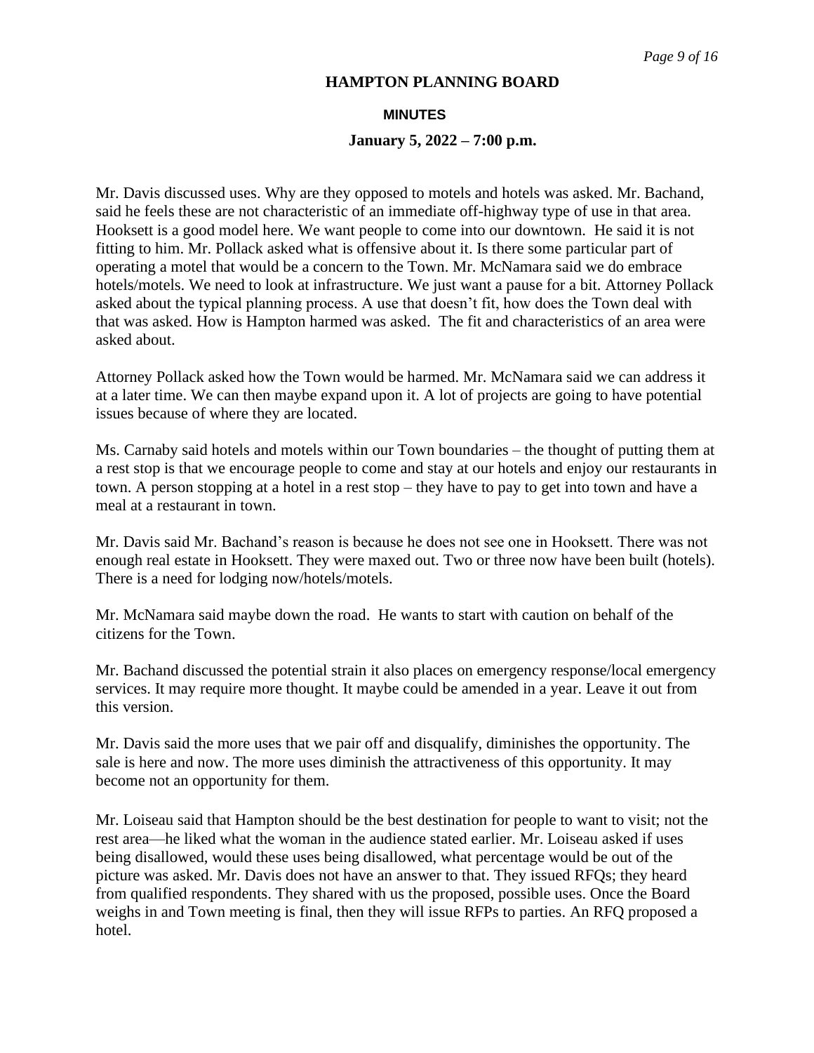**HAMPTON PLANNING BOARD**

**MINUTES**

**January 5, 2022 – 7:00 p.m.**

Mr. Davis discussed uses. Why are they opposed to motels and hotels was asked. Mr. Bachand, said he feels these are not characteristic of an immediate off-highway type of use in that area. Hooksett is a good model here. We want people to come into our downtown. He said it is not fitting to him. Mr. Pollack asked what is offensive about it. Is there some particular part of operating a motel that would be a concern to the Town. Mr. McNamara said we do embrace hotels/motels. We need to look at infrastructure. We just want a pause for a bit. Attorney Pollack asked about the typical planning process. A use that doesn't fit, how does the Town deal with that was asked. How is Hampton harmed was asked. The fit and characteristics of an area were asked about.

Attorney Pollack asked how the Town would be harmed. Mr. McNamara said we can address it at a later time. We can then maybe expand upon it. A lot of projects are going to have potential issues because of where they are located.

Ms. Carnaby said hotels and motels within our Town boundaries – the thought of putting them at a rest stop is that we encourage people to come and stay at our hotels and enjoy our restaurants in town. A person stopping at a hotel in a rest stop – they have to pay to get into town and have a meal at a restaurant in town.

Mr. Davis said Mr. Bachand's reason is because he does not see one in Hooksett. There was not enough real estate in Hooksett. They were maxed out. Two or three now have been built (hotels). There is a need for lodging now/hotels/motels.

Mr. McNamara said maybe down the road. He wants to start with caution on behalf of the citizens for the Town.

Mr. Bachand discussed the potential strain it also places on emergency response/local emergency services. It may require more thought. It maybe could be amended in a year. Leave it out from this version.

Mr. Davis said the more uses that we pair off and disqualify, diminishes the opportunity. The sale is here and now. The more uses diminish the attractiveness of this opportunity. It may become not an opportunity for them.

Mr. Loiseau said that Hampton should be the best destination for people to want to visit; not the rest area—he liked what the woman in the audience stated earlier. Mr. Loiseau asked if uses being disallowed, would these uses being disallowed, what percentage would be out of the picture was asked. Mr. Davis does not have an answer to that. They issued RFQs; they heard from qualified respondents. They shared with us the proposed, possible uses. Once the Board weighs in and Town meeting is final, then they will issue RFPs to parties. An RFQ proposed a hotel.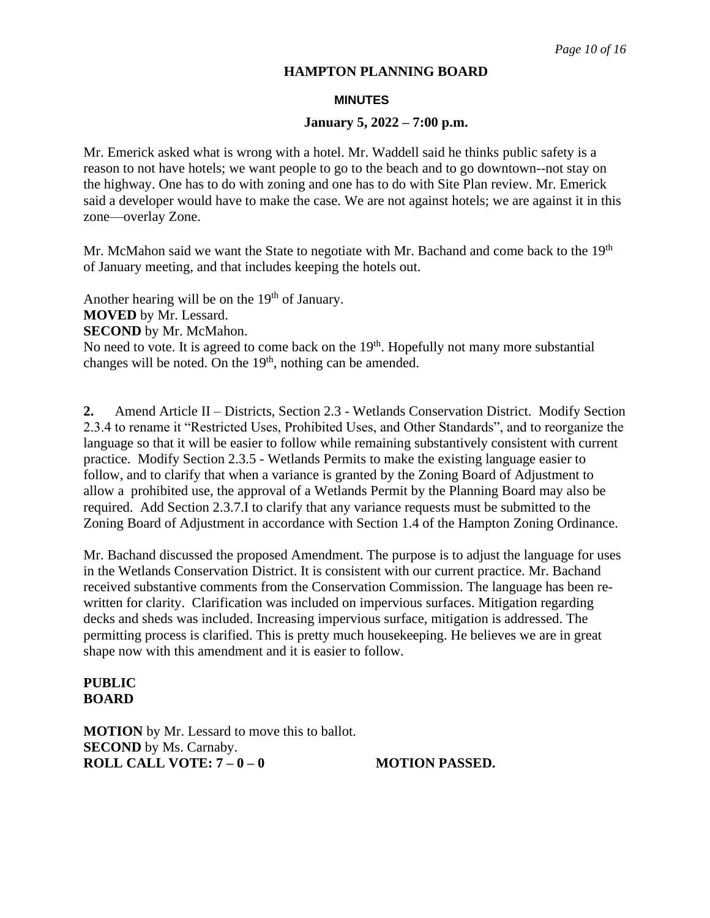# HAMPTON PLANNING BOARD

## MINUTES

### January 5, 2022 – 7:00 p.m.

Mr. Emerick asked what is wrong with a hotel. Mr. Waddell said he thinks public safety is a reason to not have hotels; we want people to go to the beach and to go downtown--not stay on the highway. One has to do with zoning and one has to do with Site Plan review. Mr. Emerick said a developer would have to make the case. We are not against hotels; we are against it in this zone—overlay Zone.

Mr. McMahon said we want the State to negotiate with Mr. Bachand and come back to the 19th of January meeting, and that includes keeping the hotels out.

Another hearing will be on the 19th of January.
**MOVED** by Mr. Lessard.
**SECOND** by Mr. McMahon.
No need to vote. It is agreed to come back on the 19th. Hopefully not many more substantial changes will be noted. On the 19th, nothing can be amended.

**2.** Amend Article II – Districts, Section 2.3 - Wetlands Conservation District. Modify Section 2.3.4 to rename it "Restricted Uses, Prohibited Uses, and Other Standards", and to reorganize the language so that it will be easier to follow while remaining substantively consistent with current practice. Modify Section 2.3.5 - Wetlands Permits to make the existing language easier to follow, and to clarify that when a variance is granted by the Zoning Board of Adjustment to allow a prohibited use, the approval of a Wetlands Permit by the Planning Board may also be required. Add Section 2.3.7.I to clarify that any variance requests must be submitted to the Zoning Board of Adjustment in accordance with Section 1.4 of the Hampton Zoning Ordinance.

Mr. Bachand discussed the proposed Amendment. The purpose is to adjust the language for uses in the Wetlands Conservation District. It is consistent with our current practice. Mr. Bachand received substantive comments from the Conservation Commission. The language has been re-written for clarity. Clarification was included on impervious surfaces. Mitigation regarding decks and sheds was included. Increasing impervious surface, mitigation is addressed. The permitting process is clarified. This is pretty much housekeeping. He believes we are in great shape now with this amendment and it is easier to follow.

**PUBLIC**
**BOARD**

**MOTION** by Mr. Lessard to move this to ballot.
**SECOND** by Ms. Carnaby.
**ROLL CALL VOTE: 7 – 0 – 0** **MOTION PASSED.**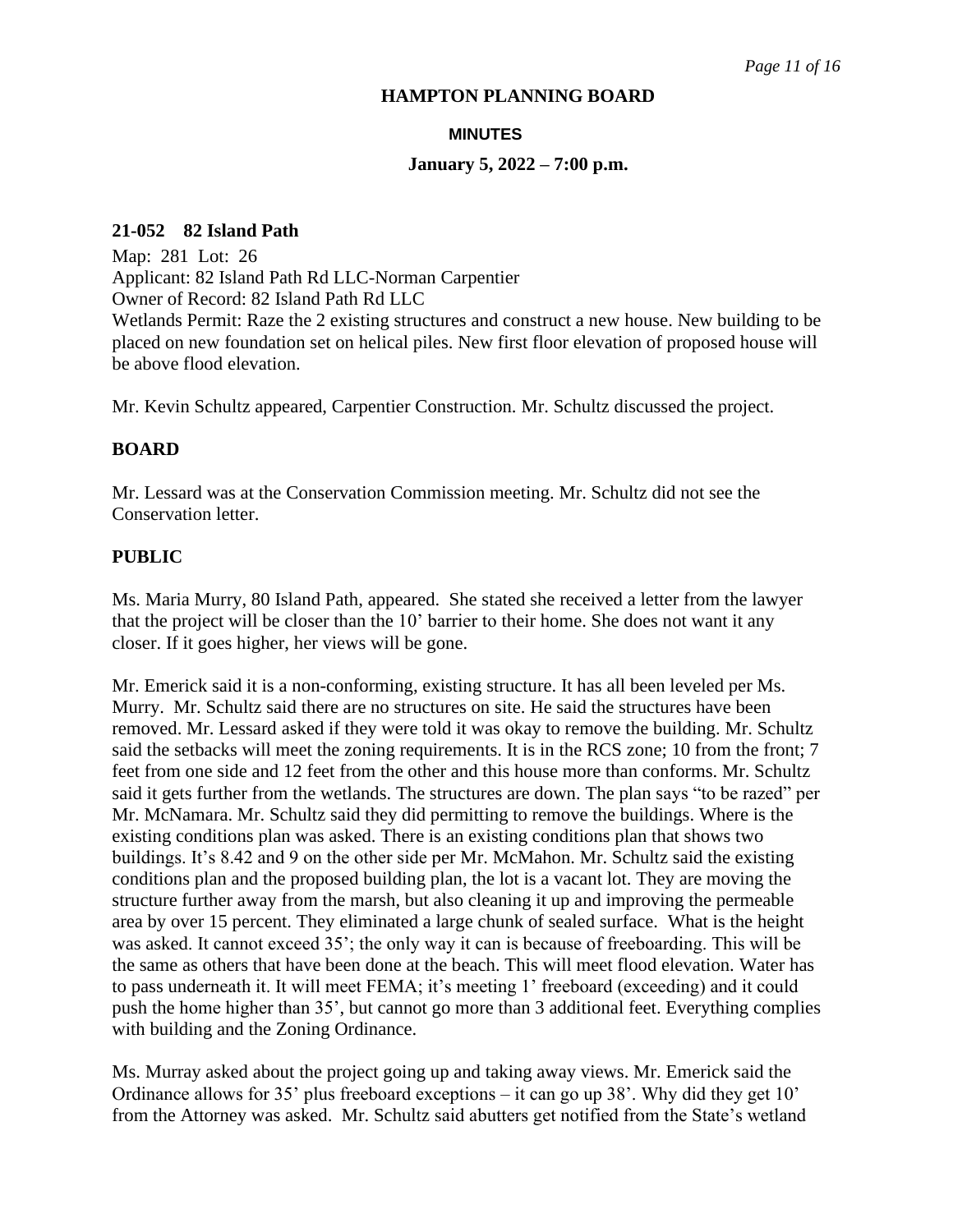**HAMPTON PLANNING BOARD**

**MINUTES**

**January 5, 2022 – 7:00 p.m.**

**21-052 82 Island Path**

Map: 281 Lot: 26
Applicant: 82 Island Path Rd LLC-Norman Carpentier
Owner of Record: 82 Island Path Rd LLC
Wetlands Permit: Raze the 2 existing structures and construct a new house. New building to be placed on new foundation set on helical piles. New first floor elevation of proposed house will be above flood elevation.

Mr. Kevin Schultz appeared, Carpentier Construction. Mr. Schultz discussed the project.

**BOARD**

Mr. Lessard was at the Conservation Commission meeting. Mr. Schultz did not see the Conservation letter.

**PUBLIC**

Ms. Maria Murry, 80 Island Path, appeared. She stated she received a letter from the lawyer that the project will be closer than the 10' barrier to their home. She does not want it any closer. If it goes higher, her views will be gone.

Mr. Emerick said it is a non-conforming, existing structure. It has all been leveled per Ms. Murry. Mr. Schultz said there are no structures on site. He said the structures have been removed. Mr. Lessard asked if they were told it was okay to remove the building. Mr. Schultz said the setbacks will meet the zoning requirements. It is in the RCS zone; 10 from the front; 7 feet from one side and 12 feet from the other and this house more than conforms. Mr. Schultz said it gets further from the wetlands. The structures are down. The plan says "to be razed" per Mr. McNamara. Mr. Schultz said they did permitting to remove the buildings. Where is the existing conditions plan was asked. There is an existing conditions plan that shows two buildings. It's 8.42 and 9 on the other side per Mr. McMahon. Mr. Schultz said the existing conditions plan and the proposed building plan, the lot is a vacant lot. They are moving the structure further away from the marsh, but also cleaning it up and improving the permeable area by over 15 percent. They eliminated a large chunk of sealed surface. What is the height was asked. It cannot exceed 35'; the only way it can is because of freeboarding. This will be the same as others that have been done at the beach. This will meet flood elevation. Water has to pass underneath it. It will meet FEMA; it's meeting 1' freeboard (exceeding) and it could push the home higher than 35', but cannot go more than 3 additional feet. Everything complies with building and the Zoning Ordinance.

Ms. Murray asked about the project going up and taking away views. Mr. Emerick said the Ordinance allows for 35' plus freeboard exceptions – it can go up 38'. Why did they get 10' from the Attorney was asked. Mr. Schultz said abutters get notified from the State's wetland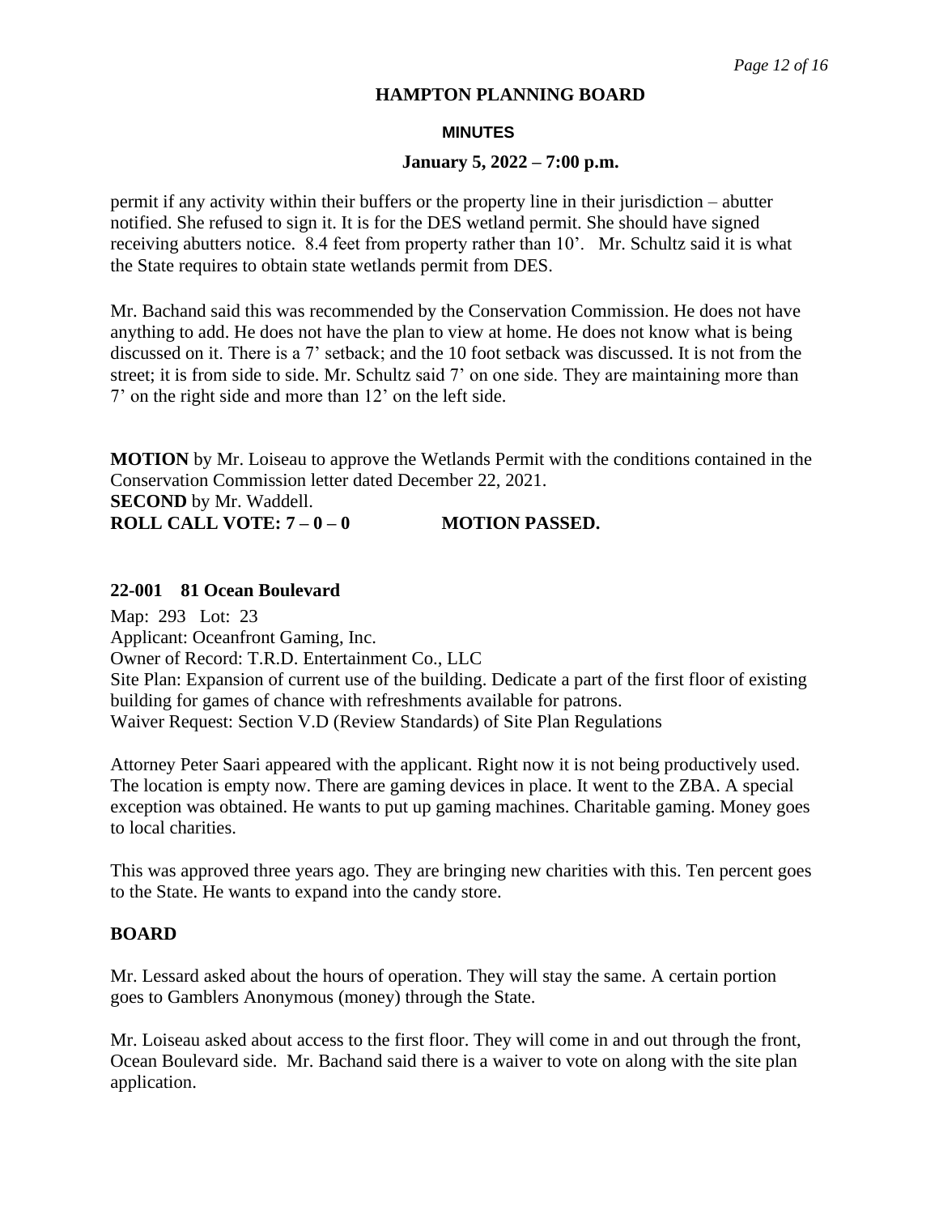permit if any activity within their buffers or the property line in their jurisdiction – abutter notified. She refused to sign it. It is for the DES wetland permit. She should have signed receiving abutters notice. 8.4 feet from property rather than 10'. Mr. Schultz said it is what the State requires to obtain state wetlands permit from DES.

Mr. Bachand said this was recommended by the Conservation Commission. He does not have anything to add. He does not have the plan to view at home. He does not know what is being discussed on it. There is a 7' setback; and the 10 foot setback was discussed. It is not from the street; it is from side to side. Mr. Schultz said 7' on one side. They are maintaining more than 7' on the right side and more than 12' on the left side.

**MOTION** by Mr. Loiseau to approve the Wetlands Permit with the conditions contained in the Conservation Commission letter dated December 22, 2021.
**SECOND** by Mr. Waddell.
**ROLL CALL VOTE: 7 – 0 – 0 MOTION PASSED.**

### 22-001 81 Ocean Boulevard

Map: 293 Lot: 23
Applicant: Oceanfront Gaming, Inc.
Owner of Record: T.R.D. Entertainment Co., LLC
Site Plan: Expansion of current use of the building. Dedicate a part of the first floor of existing building for games of chance with refreshments available for patrons.
Waiver Request: Section V.D (Review Standards) of Site Plan Regulations

Attorney Peter Saari appeared with the applicant. Right now it is not being productively used. The location is empty now. There are gaming devices in place. It went to the ZBA. A special exception was obtained. He wants to put up gaming machines. Charitable gaming. Money goes to local charities.

This was approved three years ago. They are bringing new charities with this. Ten percent goes to the State. He wants to expand into the candy store.

### BOARD

Mr. Lessard asked about the hours of operation. They will stay the same. A certain portion goes to Gamblers Anonymous (money) through the State.

Mr. Loiseau asked about access to the first floor. They will come in and out through the front, Ocean Boulevard side. Mr. Bachand said there is a waiver to vote on along with the site plan application.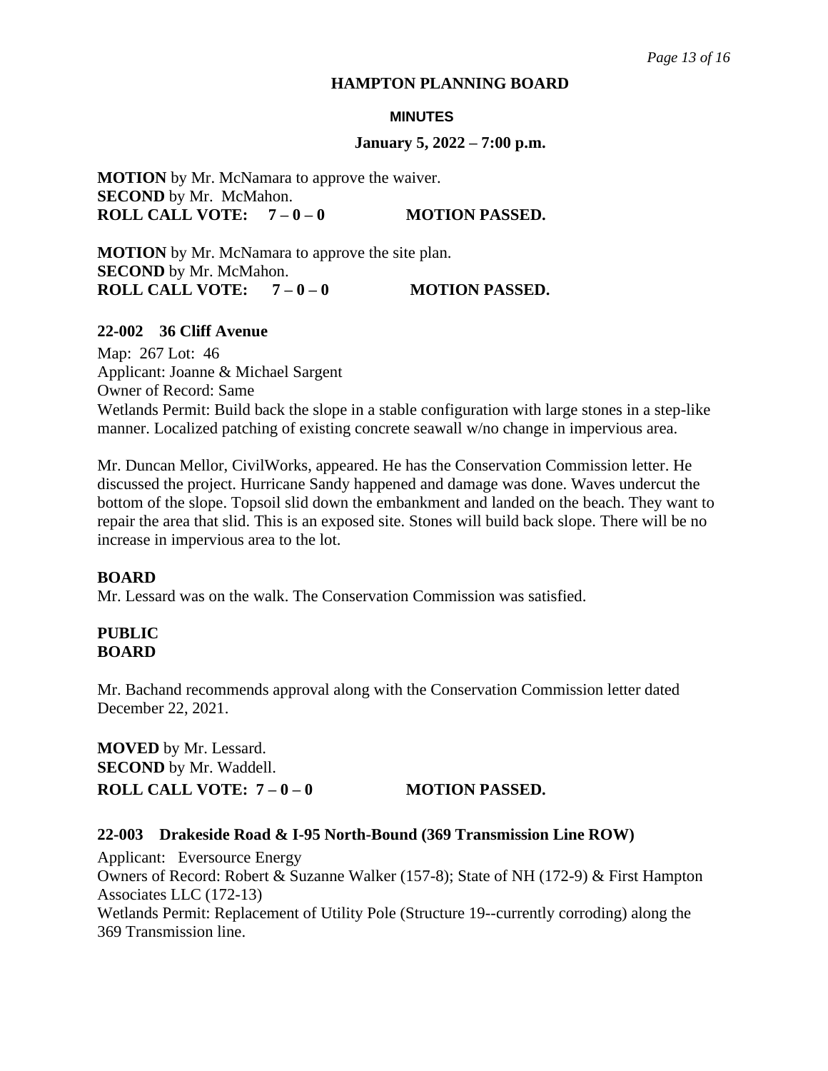**MOTION** by Mr. McNamara to approve the waiver.
**SECOND** by Mr. McMahon.
**ROLL CALL VOTE: 7 – 0 – 0 MOTION PASSED.**

**MOTION** by Mr. McNamara to approve the site plan.
**SECOND** by Mr. McMahon.
**ROLL CALL VOTE: 7 – 0 – 0 MOTION PASSED.**

**22-002 36 Cliff Avenue**

Map: 267 Lot: 46
Applicant: Joanne & Michael Sargent
Owner of Record: Same
Wetlands Permit: Build back the slope in a stable configuration with large stones in a step-like manner. Localized patching of existing concrete seawall w/no change in impervious area.

Mr. Duncan Mellor, CivilWorks, appeared. He has the Conservation Commission letter. He discussed the project. Hurricane Sandy happened and damage was done. Waves undercut the bottom of the slope. Topsoil slid down the embankment and landed on the beach. They want to repair the area that slid. This is an exposed site. Stones will build back slope. There will be no increase in impervious area to the lot.

**BOARD**
Mr. Lessard was on the walk. The Conservation Commission was satisfied.

**PUBLIC**
**BOARD**

Mr. Bachand recommends approval along with the Conservation Commission letter dated December 22, 2021.

**MOVED** by Mr. Lessard.
**SECOND** by Mr. Waddell.
**ROLL CALL VOTE: 7 – 0 – 0 MOTION PASSED.**

**22-003 Drakeside Road & I-95 North-Bound (369 Transmission Line ROW)**

Applicant: Eversource Energy
Owners of Record: Robert & Suzanne Walker (157-8); State of NH (172-9) & First Hampton Associates LLC (172-13)
Wetlands Permit: Replacement of Utility Pole (Structure 19--currently corroding) along the 369 Transmission line.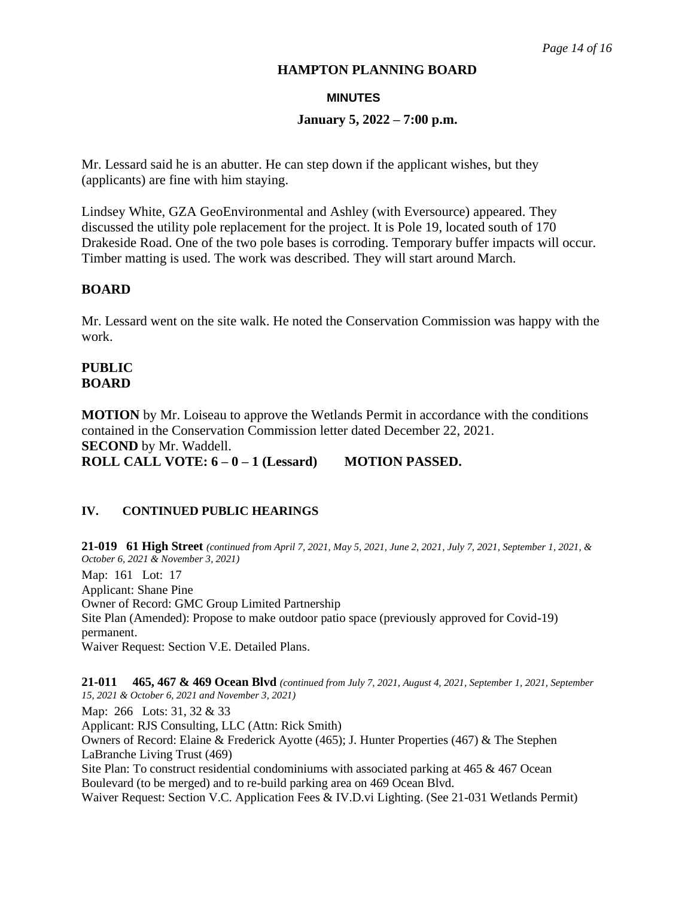**HAMPTON PLANNING BOARD**

**MINUTES**

**January 5, 2022 – 7:00 p.m.**

Mr. Lessard said he is an abutter. He can step down if the applicant wishes, but they (applicants) are fine with him staying.

Lindsey White, GZA GeoEnvironmental and Ashley (with Eversource) appeared. They discussed the utility pole replacement for the project. It is Pole 19, located south of 170 Drakeside Road. One of the two pole bases is corroding. Temporary buffer impacts will occur. Timber matting is used. The work was described. They will start around March.

**BOARD**

Mr. Lessard went on the site walk. He noted the Conservation Commission was happy with the work.

**PUBLIC**
**BOARD**

**MOTION** by Mr. Loiseau to approve the Wetlands Permit in accordance with the conditions contained in the Conservation Commission letter dated December 22, 2021.
**SECOND** by Mr. Waddell.
**ROLL CALL VOTE: 6 – 0 – 1 (Lessard) MOTION PASSED.**

**IV. CONTINUED PUBLIC HEARINGS**

**21-019 61 High Street** *(continued from April 7, 2021, May 5, 2021, June 2, 2021, July 7, 2021, September 1, 2021, & October 6, 2021 & November 3, 2021)*
Map: 161 Lot: 17
Applicant: Shane Pine
Owner of Record: GMC Group Limited Partnership
Site Plan (Amended): Propose to make outdoor patio space (previously approved for Covid-19) permanent.
Waiver Request: Section V.E. Detailed Plans.

**21-011 465, 467 & 469 Ocean Blvd** *(continued from July 7, 2021, August 4, 2021, September 1, 2021, September 15, 2021 & October 6, 2021 and November 3, 2021)*
Map: 266 Lots: 31, 32 & 33
Applicant: RJS Consulting, LLC (Attn: Rick Smith)
Owners of Record: Elaine & Frederick Ayotte (465); J. Hunter Properties (467) & The Stephen LaBranche Living Trust (469)
Site Plan: To construct residential condominiums with associated parking at 465 & 467 Ocean Boulevard (to be merged) and to re-build parking area on 469 Ocean Blvd.
Waiver Request: Section V.C. Application Fees & IV.D.vi Lighting. (See 21-031 Wetlands Permit)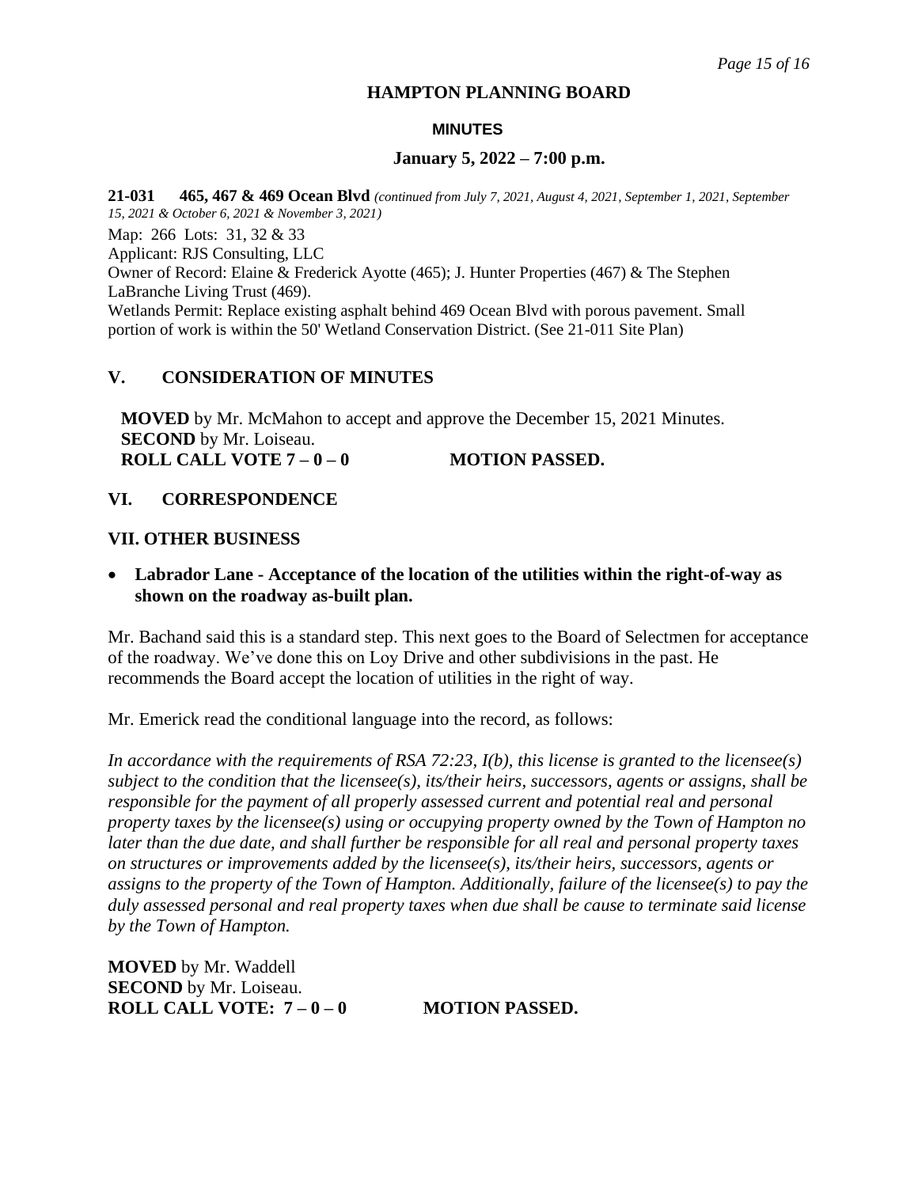**HAMPTON PLANNING BOARD**

**MINUTES**

**January 5, 2022 – 7:00 p.m.**

**21-031 465, 467 & 469 Ocean Blvd** *(continued from July 7, 2021, August 4, 2021, September 1, 2021, September 15, 2021 & October 6, 2021 & November 3, 2021)*

Map: 266 Lots: 31, 32 & 33
Applicant: RJS Consulting, LLC
Owner of Record: Elaine & Frederick Ayotte (465); J. Hunter Properties (467) & The Stephen LaBranche Living Trust (469).
Wetlands Permit: Replace existing asphalt behind 469 Ocean Blvd with porous pavement. Small portion of work is within the 50' Wetland Conservation District. (See 21-011 Site Plan)

## V. CONSIDERATION OF MINUTES

**MOVED** by Mr. McMahon to accept and approve the December 15, 2021 Minutes.
**SECOND** by Mr. Loiseau.
**ROLL CALL VOTE 7 – 0 – 0 MOTION PASSED.**

## VI. CORRESPONDENCE

## VII. OTHER BUSINESS

- **Labrador Lane - Acceptance of the location of the utilities within the right-of-way as shown on the roadway as-built plan.**

Mr. Bachand said this is a standard step. This next goes to the Board of Selectmen for acceptance of the roadway. We've done this on Loy Drive and other subdivisions in the past. He recommends the Board accept the location of utilities in the right of way.

Mr. Emerick read the conditional language into the record, as follows:

*In accordance with the requirements of RSA 72:23, I(b), this license is granted to the licensee(s) subject to the condition that the licensee(s), its/their heirs, successors, agents or assigns, shall be responsible for the payment of all properly assessed current and potential real and personal property taxes by the licensee(s) using or occupying property owned by the Town of Hampton no later than the due date, and shall further be responsible for all real and personal property taxes on structures or improvements added by the licensee(s), its/their heirs, successors, agents or assigns to the property of the Town of Hampton. Additionally, failure of the licensee(s) to pay the duly assessed personal and real property taxes when due shall be cause to terminate said license by the Town of Hampton.*

**MOVED** by Mr. Waddell
**SECOND** by Mr. Loiseau.
**ROLL CALL VOTE: 7 – 0 – 0 MOTION PASSED.**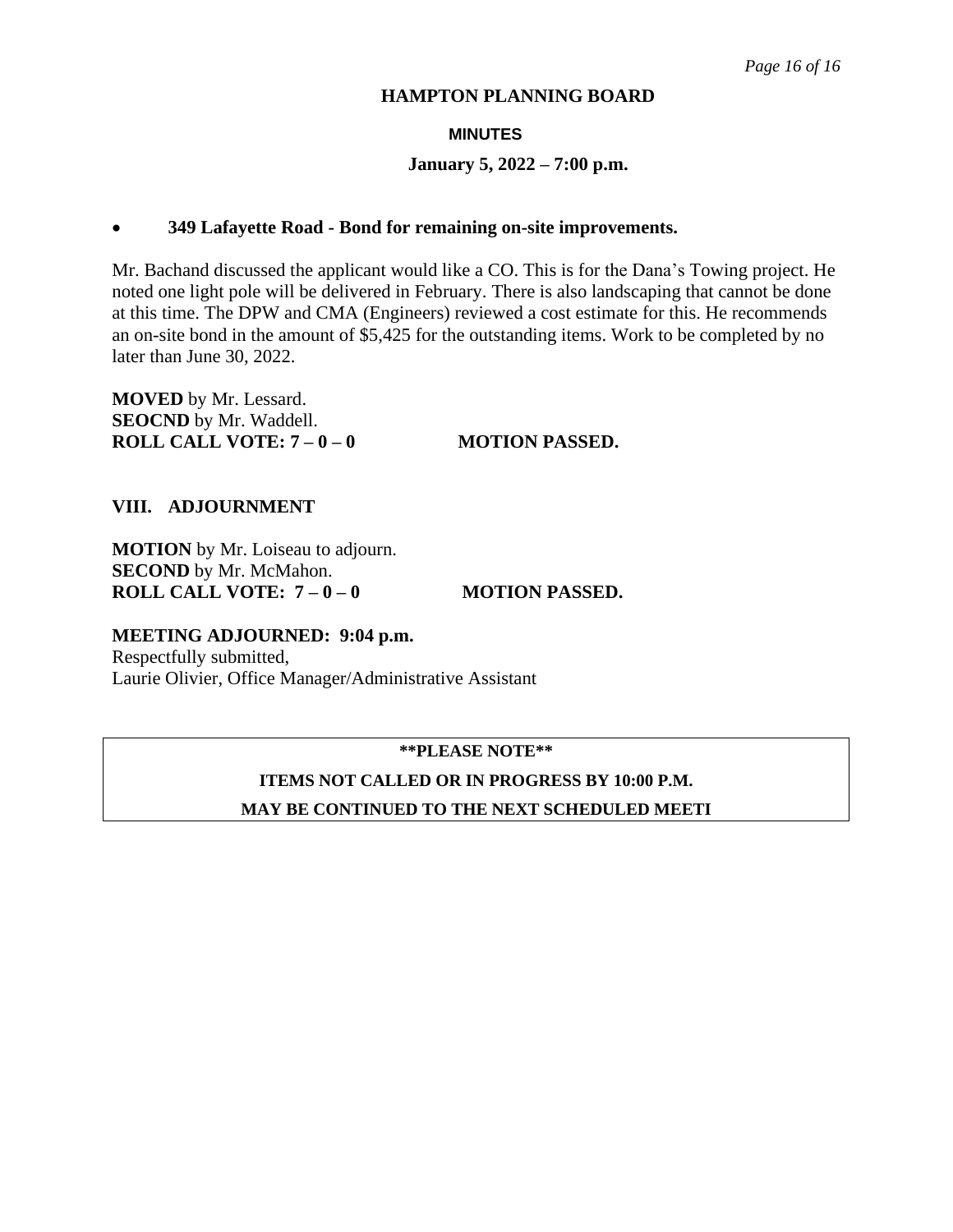# HAMPTON PLANNING BOARD

**MINUTES**

**January 5, 2022 – 7:00 p.m.**

- **349 Lafayette Road - Bond for remaining on-site improvements.**

Mr. Bachand discussed the applicant would like a CO. This is for the Dana's Towing project. He noted one light pole will be delivered in February. There is also landscaping that cannot be done at this time. The DPW and CMA (Engineers) reviewed a cost estimate for this. He recommends an on-site bond in the amount of $5,425 for the outstanding items. Work to be completed by no later than June 30, 2022.

**MOVED** by Mr. Lessard.
**SEOCND** by Mr. Waddell.
**ROLL CALL VOTE: 7 – 0 – 0** **MOTION PASSED.**

## VIII. ADJOURNMENT

**MOTION** by Mr. Loiseau to adjourn.
**SECOND** by Mr. McMahon.
**ROLL CALL VOTE: 7 – 0 – 0** **MOTION PASSED.**

**MEETING ADJOURNED: 9:04 p.m.**
Respectfully submitted,
Laurie Olivier, Office Manager/Administrative Assistant

**\*\*PLEASE NOTE\*\***
**ITEMS NOT CALLED OR IN PROGRESS BY 10:00 P.M.**
**MAY BE CONTINUED TO THE NEXT SCHEDULED MEETI**